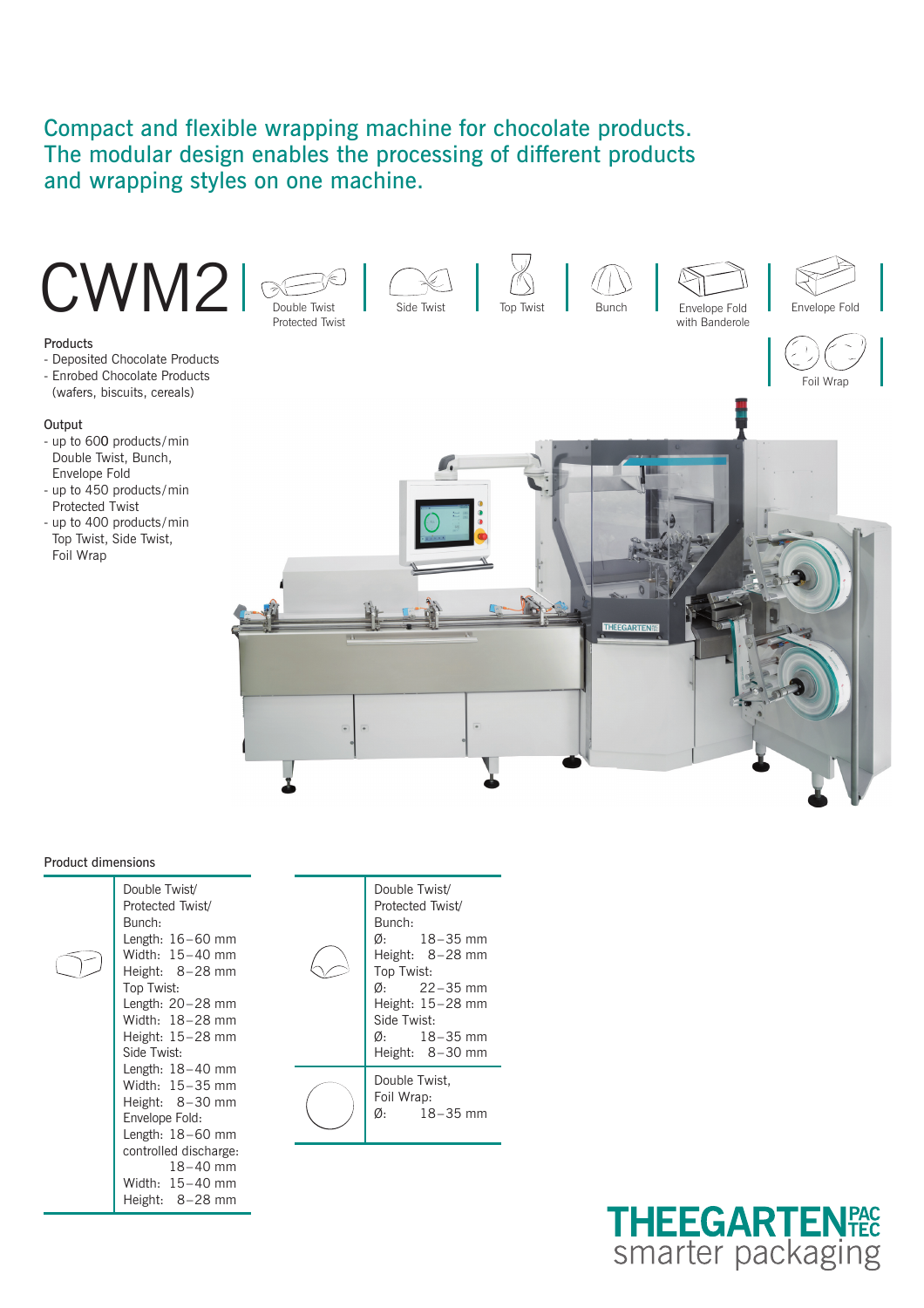Compact and flexible wrapping machine for chocolate products. The modular design enables the processing of different products and wrapping styles on one machine.

# CWM2

Double Twist / Protected Twist | Side Twist | Top Twist | Bunch | Envelope Fold with Banderole | Envelope Fold | Foil Wrap

**Products**

- Deposited Chocolate Products
- Enrobed Chocolate Products (wafers, biscuits, cereals)

**Output**

- up to 600 products/min Double Twist, Bunch, Envelope Fold
- up to 450 products/min Protected Twist
- up to 400 products/min Top Twist, Side Twist, Foil Wrap

THEEGARTEN

**Product dimensions**

| Rectangular products | |
|---|---|
| Double Twist/ Protected Twist/ Bunch: | Length: 16–60 mm<br>Width: 15–40 mm<br>Height: 8–28 mm |
| Top Twist: | Length: 20–28 mm<br>Width: 18–28 mm<br>Height: 15–28 mm |
| Side Twist: | Length: 18–40 mm<br>Width: 15–35 mm<br>Height: 8–30 mm |
| Envelope Fold: | Length: 18–60 mm<br>controlled discharge: 18–40 mm<br>Width: 15–40 mm<br>Height: 8–28 mm |

| Round / dome products | |
|---|---|
| Double Twist/ Protected Twist/ Bunch: | Ø: 18–35 mm<br>Height: 8–28 mm |
| Top Twist: | Ø: 22–35 mm<br>Height: 15–28 mm |
| Side Twist: | Ø: 18–35 mm<br>Height: 8–30 mm |
| Double Twist, Foil Wrap: | Ø: 18–35 mm |

THEEGARTEN PAC TEC
smarter packaging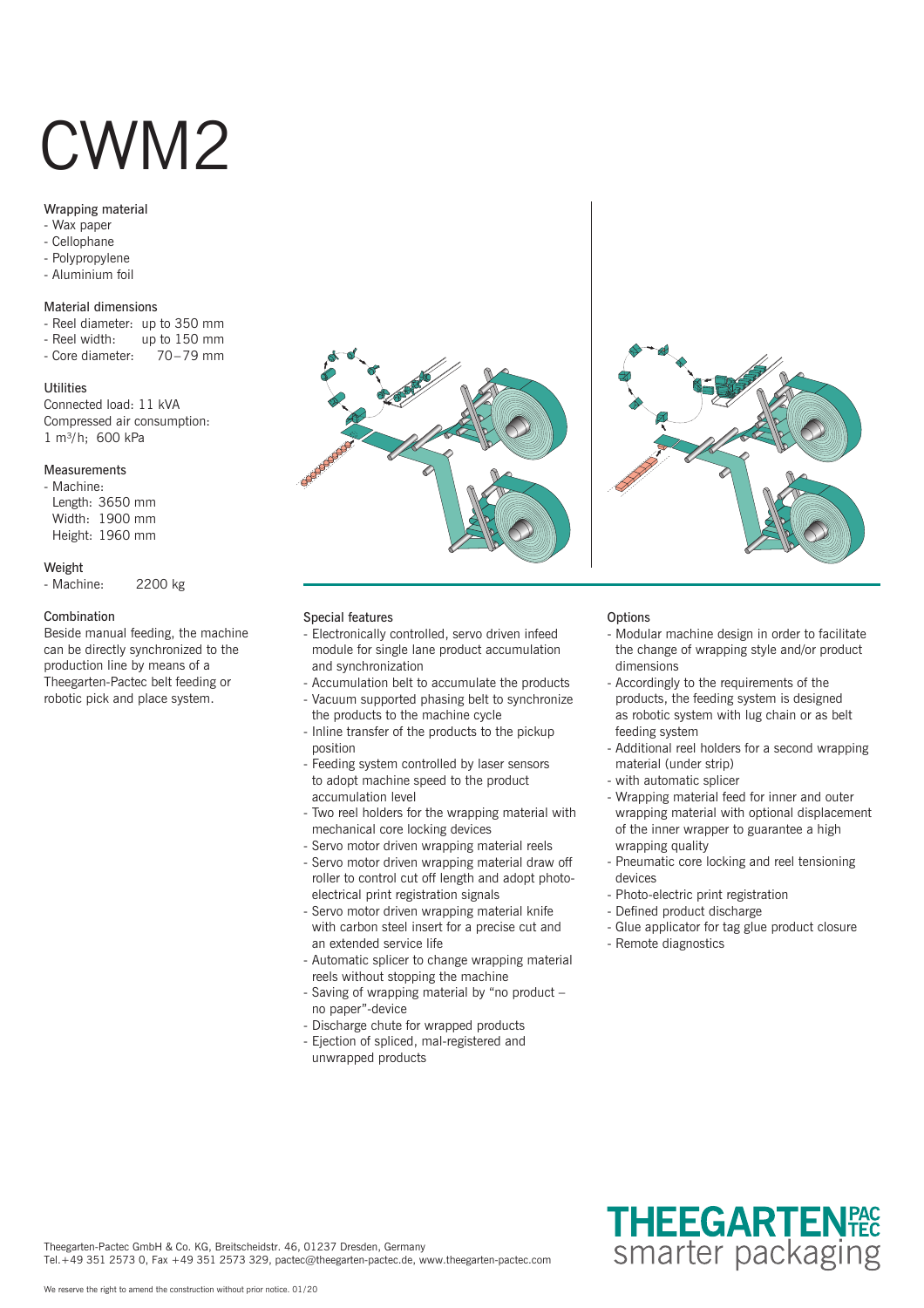# CWM2

Wrapping material
- Wax paper
- Cellophane
- Polypropylene
- Aluminium foil

Material dimensions
- Reel diameter: up to 350 mm
- Reel width: up to 150 mm
- Core diameter: 70 – 79 mm

Utilities
Connected load: 11 kVA
Compressed air consumption:
1 m³/h; 600 kPa

Measurements
- Machine:
  Length: 3650 mm
  Width: 1900 mm
  Height: 1960 mm

Weight
- Machine: 2200 kg

Combination
Beside manual feeding, the machine can be directly synchronized to the production line by means of a Theegarten-Pactec belt feeding or robotic pick and place system.

Special features
- Electronically controlled, servo driven infeed module for single lane product accumulation and synchronization
- Accumulation belt to accumulate the products
- Vacuum supported phasing belt to synchronize the products to the machine cycle
- Inline transfer of the products to the pickup position
- Feeding system controlled by laser sensors to adopt machine speed to the product accumulation level
- Two reel holders for the wrapping material with mechanical core locking devices
- Servo motor driven wrapping material reels
- Servo motor driven wrapping material draw off roller to control cut off length and adopt photo-electrical print registration signals
- Servo motor driven wrapping material knife with carbon steel insert for a precise cut and an extended service life
- Automatic splicer to change wrapping material reels without stopping the machine
- Saving of wrapping material by “no product – no paper”-device
- Discharge chute for wrapped products
- Ejection of spliced, mal-registered and unwrapped products

Options
- Modular machine design in order to facilitate the change of wrapping style and/or product dimensions
- Accordingly to the requirements of the products, the feeding system is designed as robotic system with lug chain or as belt feeding system
- Additional reel holders for a second wrapping material (under strip)
- with automatic splicer
- Wrapping material feed for inner and outer wrapping material with optional displacement of the inner wrapper to guarantee a high wrapping quality
- Pneumatic core locking and reel tensioning devices
- Photo-electric print registration
- Defined product discharge
- Glue applicator for tag glue product closure
- Remote diagnostics

Theegarten-Pactec GmbH & Co. KG, Breitscheidstr. 46, 01237 Dresden, Germany
Tel.+49 351 2573 0, Fax +49 351 2573 329, pactec@theegarten-pactec.de, www.theegarten-pactec.com

THEEGARTEN PAC TEC
smarter packaging

We reserve the right to amend the construction without prior notice. 01/20